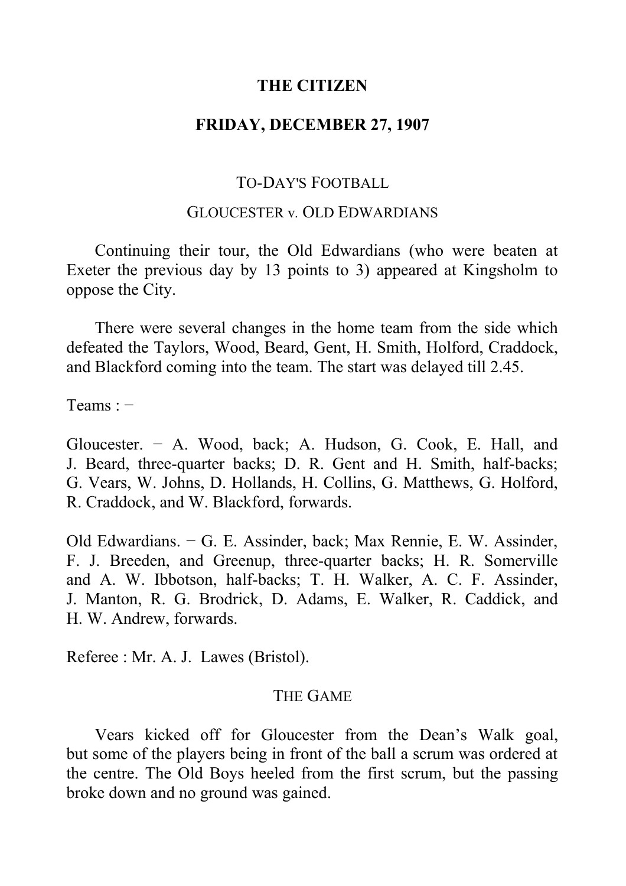# THE CITIZEN

## FRIDAY, DECEMBER 27, 1907

### TO-DAY'S FOOTBALL

### GLOUCESTER v. OLD EDWARDIANS

Continuing their tour, the Old Edwardians (who were beaten at Exeter the previous day by 13 points to 3) appeared at Kingsholm to oppose the City.

There were several changes in the home team from the side which defeated the Taylors, Wood, Beard, Gent, H. Smith, Holford, Craddock, and Blackford coming into the team. The start was delayed till 2.45.

Teams : −

Gloucester. − A. Wood, back; A. Hudson, G. Cook, E. Hall, and J. Beard, three-quarter backs; D. R. Gent and H. Smith, half-backs; G. Vears, W. Johns, D. Hollands, H. Collins, G. Matthews, G. Holford, R. Craddock, and W. Blackford, forwards.

Old Edwardians. − G. E. Assinder, back; Max Rennie, E. W. Assinder, F. J. Breeden, and Greenup, three-quarter backs; H. R. Somerville and A. W. Ibbotson, half-backs; T. H. Walker, A. C. F. Assinder, J. Manton, R. G. Brodrick, D. Adams, E. Walker, R. Caddick, and H. W. Andrew, forwards.

Referee : Mr. A. J. Lawes (Bristol).

### THE GAME

Vears kicked off for Gloucester from the Dean's Walk goal, but some of the players being in front of the ball a scrum was ordered at the centre. The Old Boys heeled from the first scrum, but the passing broke down and no ground was gained.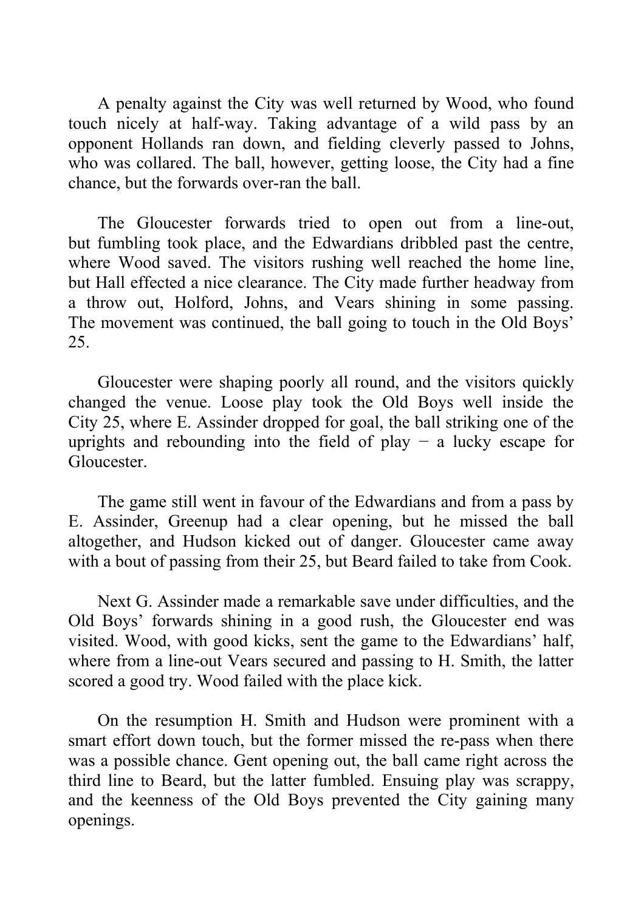A penalty against the City was well returned by Wood, who found touch nicely at half-way. Taking advantage of a wild pass by an opponent Hollands ran down, and fielding cleverly passed to Johns, who was collared. The ball, however, getting loose, the City had a fine chance, but the forwards over-ran the ball.

The Gloucester forwards tried to open out from a line-out, but fumbling took place, and the Edwardians dribbled past the centre, where Wood saved. The visitors rushing well reached the home line, but Hall effected a nice clearance. The City made further headway from a throw out, Holford, Johns, and Vears shining in some passing. The movement was continued, the ball going to touch in the Old Boys' 25.

Gloucester were shaping poorly all round, and the visitors quickly changed the venue. Loose play took the Old Boys well inside the City 25, where E. Assinder dropped for goal, the ball striking one of the uprights and rebounding into the field of play − a lucky escape for Gloucester.

The game still went in favour of the Edwardians and from a pass by E. Assinder, Greenup had a clear opening, but he missed the ball altogether, and Hudson kicked out of danger. Gloucester came away with a bout of passing from their 25, but Beard failed to take from Cook.

Next G. Assinder made a remarkable save under difficulties, and the Old Boys' forwards shining in a good rush, the Gloucester end was visited. Wood, with good kicks, sent the game to the Edwardians' half, where from a line-out Vears secured and passing to H. Smith, the latter scored a good try. Wood failed with the place kick.

On the resumption H. Smith and Hudson were prominent with a smart effort down touch, but the former missed the re-pass when there was a possible chance. Gent opening out, the ball came right across the third line to Beard, but the latter fumbled. Ensuing play was scrappy, and the keenness of the Old Boys prevented the City gaining many openings.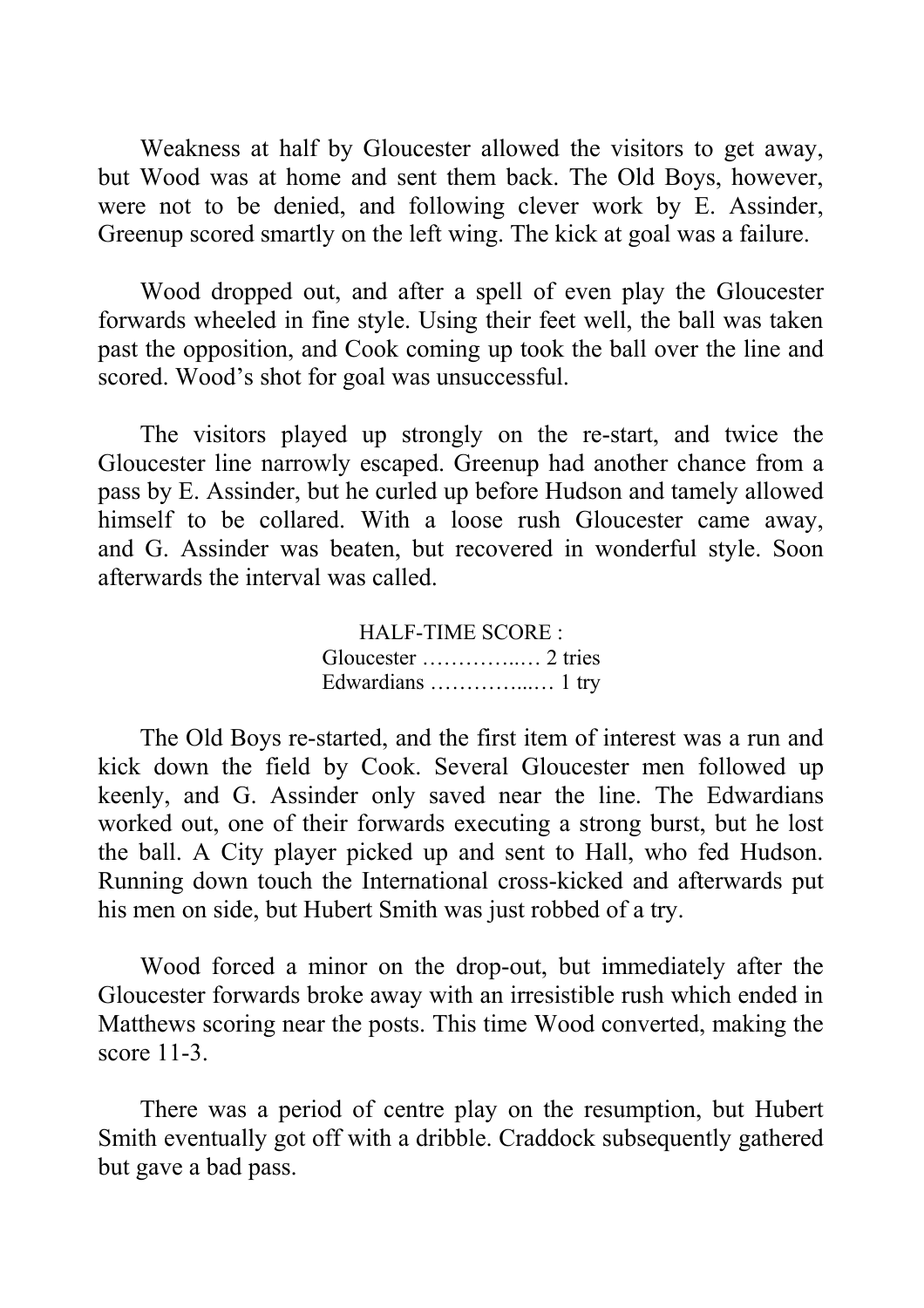Weakness at half by Gloucester allowed the visitors to get away, but Wood was at home and sent them back. The Old Boys, however, were not to be denied, and following clever work by E. Assinder, Greenup scored smartly on the left wing. The kick at goal was a failure.

Wood dropped out, and after a spell of even play the Gloucester forwards wheeled in fine style. Using their feet well, the ball was taken past the opposition, and Cook coming up took the ball over the line and scored. Wood's shot for goal was unsuccessful.

The visitors played up strongly on the re-start, and twice the Gloucester line narrowly escaped. Greenup had another chance from a pass by E. Assinder, but he curled up before Hudson and tamely allowed himself to be collared. With a loose rush Gloucester came away, and G. Assinder was beaten, but recovered in wonderful style. Soon afterwards the interval was called.

HALF-TIME SCORE :
Gloucester …………..… 2 tries
Edwardians …………...… 1 try

The Old Boys re-started, and the first item of interest was a run and kick down the field by Cook. Several Gloucester men followed up keenly, and G. Assinder only saved near the line. The Edwardians worked out, one of their forwards executing a strong burst, but he lost the ball. A City player picked up and sent to Hall, who fed Hudson. Running down touch the International cross-kicked and afterwards put his men on side, but Hubert Smith was just robbed of a try.

Wood forced a minor on the drop-out, but immediately after the Gloucester forwards broke away with an irresistible rush which ended in Matthews scoring near the posts. This time Wood converted, making the score 11-3.

There was a period of centre play on the resumption, but Hubert Smith eventually got off with a dribble. Craddock subsequently gathered but gave a bad pass.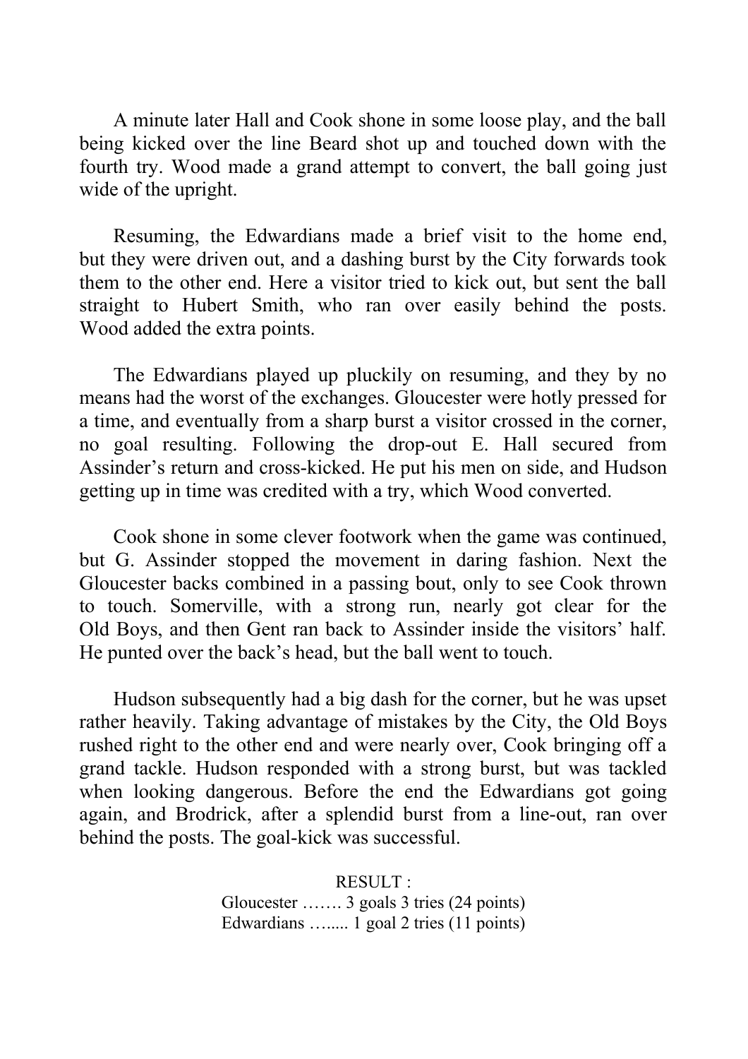A minute later Hall and Cook shone in some loose play, and the ball being kicked over the line Beard shot up and touched down with the fourth try. Wood made a grand attempt to convert, the ball going just wide of the upright.

Resuming, the Edwardians made a brief visit to the home end, but they were driven out, and a dashing burst by the City forwards took them to the other end. Here a visitor tried to kick out, but sent the ball straight to Hubert Smith, who ran over easily behind the posts. Wood added the extra points.

The Edwardians played up pluckily on resuming, and they by no means had the worst of the exchanges. Gloucester were hotly pressed for a time, and eventually from a sharp burst a visitor crossed in the corner, no goal resulting. Following the drop-out E. Hall secured from Assinder's return and cross-kicked. He put his men on side, and Hudson getting up in time was credited with a try, which Wood converted.

Cook shone in some clever footwork when the game was continued, but G. Assinder stopped the movement in daring fashion. Next the Gloucester backs combined in a passing bout, only to see Cook thrown to touch. Somerville, with a strong run, nearly got clear for the Old Boys, and then Gent ran back to Assinder inside the visitors' half. He punted over the back's head, but the ball went to touch.

Hudson subsequently had a big dash for the corner, but he was upset rather heavily. Taking advantage of mistakes by the City, the Old Boys rushed right to the other end and were nearly over, Cook bringing off a grand tackle. Hudson responded with a strong burst, but was tackled when looking dangerous. Before the end the Edwardians got going again, and Brodrick, after a splendid burst from a line-out, ran over behind the posts. The goal-kick was successful.

RESULT :

Gloucester ……. 3 goals 3 tries (24 points)
Edwardians ….... 1 goal 2 tries (11 points)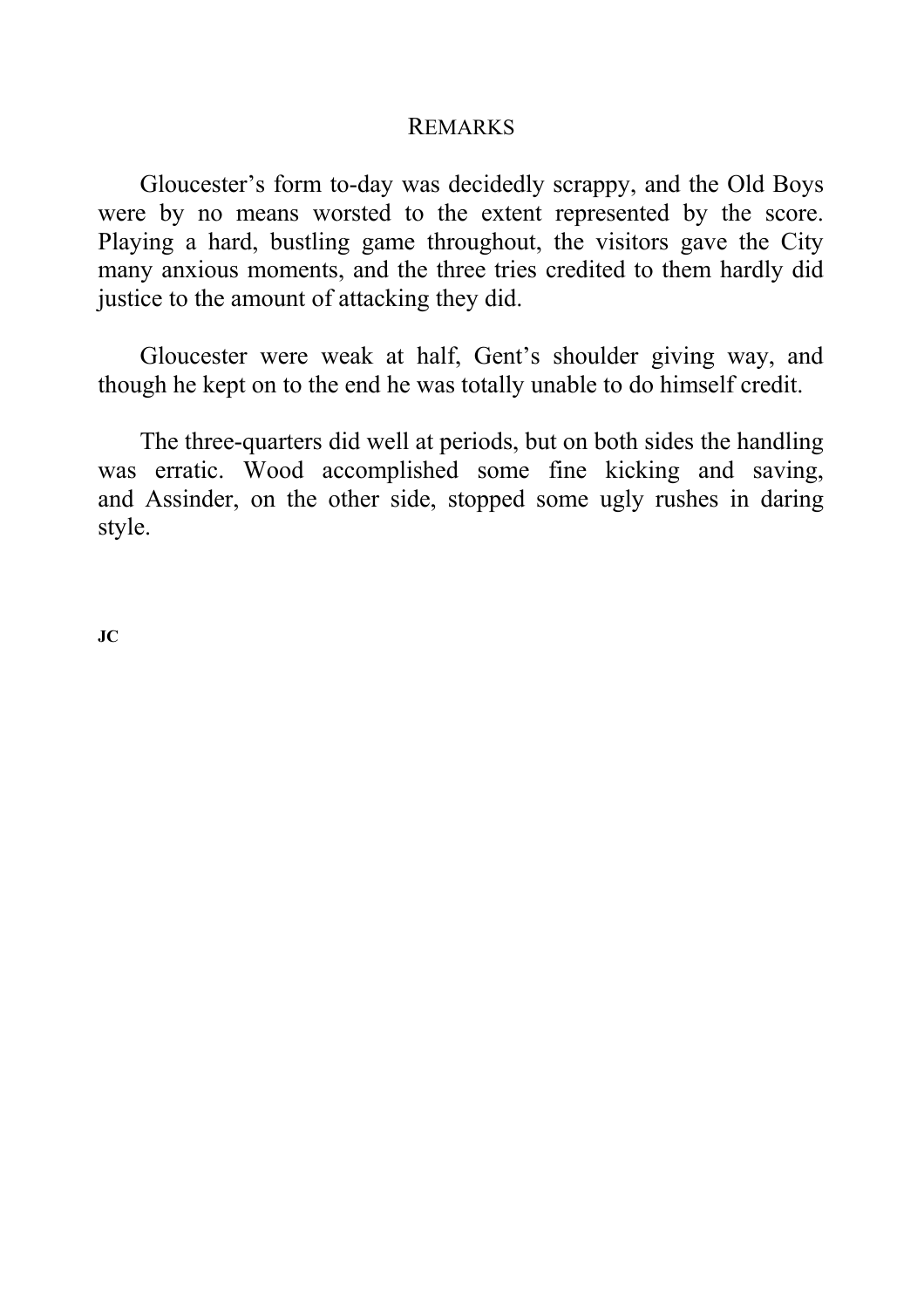## REMARKS

Gloucester's form to-day was decidedly scrappy, and the Old Boys were by no means worsted to the extent represented by the score. Playing a hard, bustling game throughout, the visitors gave the City many anxious moments, and the three tries credited to them hardly did justice to the amount of attacking they did.

Gloucester were weak at half, Gent's shoulder giving way, and though he kept on to the end he was totally unable to do himself credit.

The three-quarters did well at periods, but on both sides the handling was erratic. Wood accomplished some fine kicking and saving, and Assinder, on the other side, stopped some ugly rushes in daring style.

**JC**